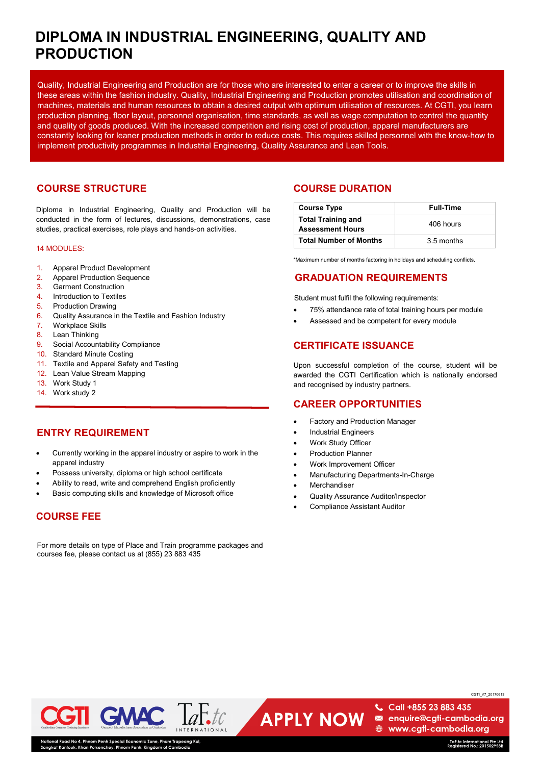# DIPLOMA IN INDUSTRIAL ENGINEERING, QUALITY AND PRODUCTION

Quality, Industrial Engineering and Production are for those who are interested to enter a career or to improve the skills in these areas within the fashion industry. Quality, Industrial Engineering and Production promotes utilisation and coordination of machines, materials and human resources to obtain a desired output with optimum utilisation of resources. At CGTI, you learn production planning, floor layout, personnel organisation, time standards, as well as wage computation to control the quantity and quality of goods produced. With the increased competition and rising cost of production, apparel manufacturers are constantly looking for leaner production methods in order to reduce costs. This requires skilled personnel with the know-how to implement productivity programmes in Industrial Engineering, Quality Assurance and Lean Tools.

## COURSE STRUCTURE

Diploma in Industrial Engineering, Quality and Production will be conducted in the form of lectures, discussions, demonstrations, case studies, practical exercises, role plays and hands-on activities.

14 MODULES:

1. Apparel Product Development
2. Apparel Production Sequence
3. Garment Construction
4. Introduction to Textiles
5. Production Drawing
6. Quality Assurance in the Textile and Fashion Industry
7. Workplace Skills
8. Lean Thinking
9. Social Accountability Compliance
10. Standard Minute Costing
11. Textile and Apparel Safety and Testing
12. Lean Value Stream Mapping
13. Work Study 1
14. Work study 2

## ENTRY REQUIREMENT

- Currently working in the apparel industry or aspire to work in the apparel industry
- Possess university, diploma or high school certificate
- Ability to read, write and comprehend English proficiently
- Basic computing skills and knowledge of Microsoft office

## COURSE FEE

For more details on type of Place and Train programme packages and courses fee, please contact us at (855) 23 883 435

## COURSE DURATION

| Course Type | Full-Time |
|---|---|
| Total Training and Assessment Hours | 406 hours |
| Total Number of Months | 3.5 months |

*Maximum number of months factoring in holidays and scheduling conflicts.

## GRADUATION REQUIREMENTS

Student must fulfil the following requirements:

- 75% attendance rate of total training hours per module
- Assessed and be competent for every module

## CERTIFICATE ISSUANCE

Upon successful completion of the course, student will be awarded the CGTI Certification which is nationally endorsed and recognised by industry partners.

## CAREER OPPORTUNITIES

- Factory and Production Manager
- Industrial Engineers
- Work Study Officer
- Production Planner
- Work Improvement Officer
- Manufacturing Departments-In-Charge
- Merchandiser
- Quality Assurance Auditor/Inspector
- Compliance Assistant Auditor

CGTI_V7_20170613

APPLY NOW

Call +855 23 883 435
enquire@cgti-cambodia.org
www.cgti-cambodia.org

National Road No 4, Phnom Penh Special Economic Zone, Phum Trapeang Kul, Sangkat Kantouk, Khan Porsenchey, Phnom Penh, Kingdom of Cambodia

TaF.tc International Pte Ltd
Registered No.: 201502958R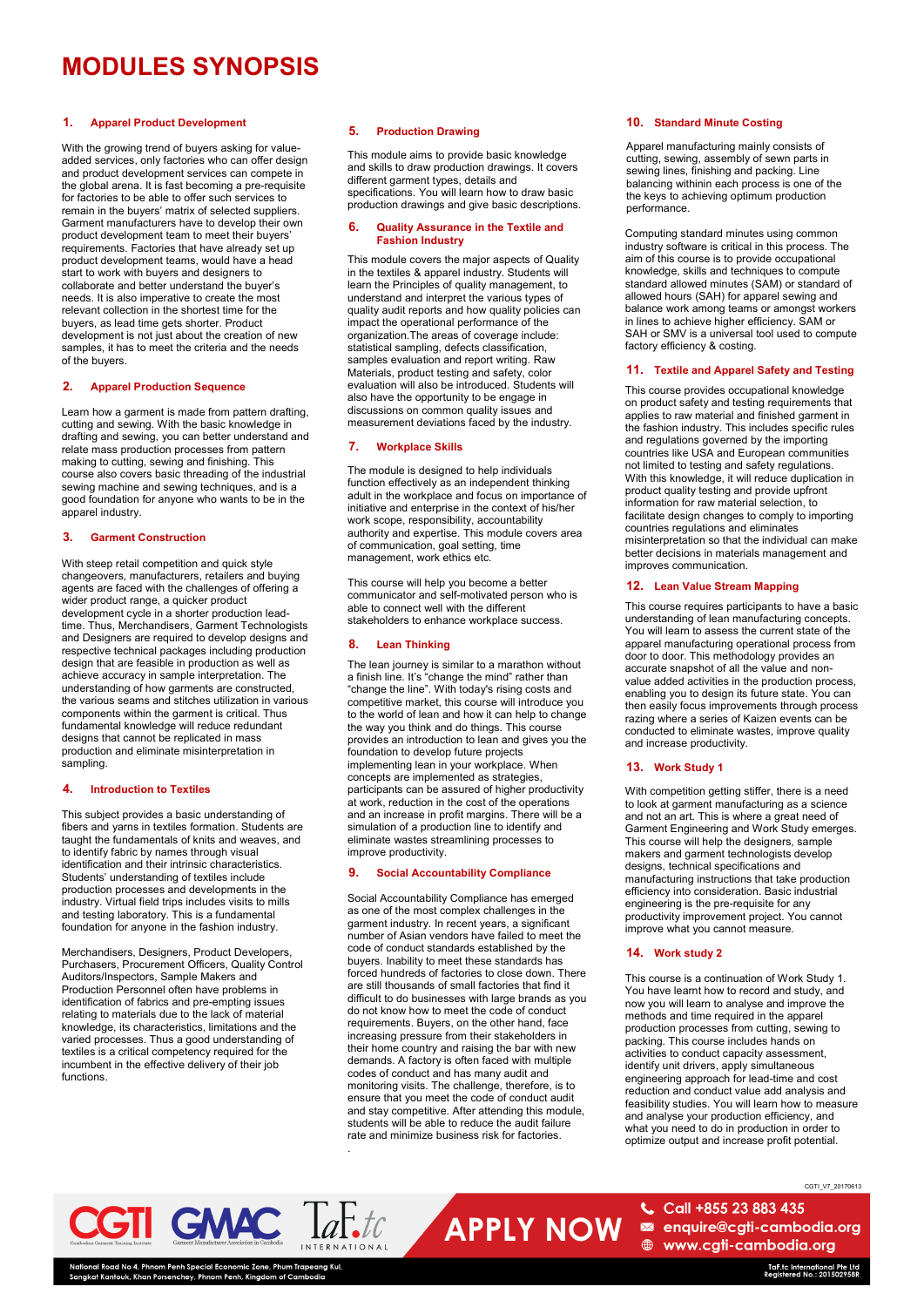# MODULES SYNOPSIS

## 1. Apparel Product Development

With the growing trend of buyers asking for value-added services, only factories who can offer design and product development services can compete in the global arena. It is fast becoming a pre-requisite for factories to be able to offer such services to remain in the buyers' matrix of selected suppliers. Garment manufacturers have to develop their own product development team to meet their buyers' requirements. Factories that have already set up product development teams, would have a head start to work with buyers and designers to collaborate and better understand the buyer's needs. It is also imperative to create the most relevant collection in the shortest time for the buyers, as lead time gets shorter. Product development is not just about the creation of new samples, it has to meet the criteria and the needs of the buyers.

## 2. Apparel Production Sequence

Learn how a garment is made from pattern drafting, cutting and sewing. With the basic knowledge in drafting and sewing, you can better understand and relate mass production processes from pattern making to cutting, sewing and finishing. This course also covers basic threading of the industrial sewing machine and sewing techniques, and is a good foundation for anyone who wants to be in the apparel industry.

## 3. Garment Construction

With steep retail competition and quick style changeovers, manufacturers, retailers and buying agents are faced with the challenges of offering a wider product range, a quicker product development cycle in a shorter production lead-time. Thus, Merchandisers, Garment Technologists and Designers are required to develop designs and respective technical packages including production design that are feasible in production as well as achieve accuracy in sample interpretation. The understanding of how garments are constructed, the various seams and stitches utilization in various components within the garment is critical. Thus fundamental knowledge will reduce redundant designs that cannot be replicated in mass production and eliminate misinterpretation in sampling.

## 4. Introduction to Textiles

This subject provides a basic understanding of fibers and yarns in textiles formation. Students are taught the fundamentals of knits and weaves, and to identify fabric by names through visual identification and their intrinsic characteristics. Students' understanding of textiles include production processes and developments in the industry. Virtual field trips includes visits to mills and testing laboratory. This is a fundamental foundation for anyone in the fashion industry.

Merchandisers, Designers, Product Developers, Purchasers, Procurement Officers, Quality Control Auditors/Inspectors, Sample Makers and Production Personnel often have problems in identification of fabrics and pre-empting issues relating to materials due to the lack of material knowledge, its characteristics, limitations and the varied processes. Thus a good understanding of textiles is a critical competency required for the incumbent in the effective delivery of their job functions.

## 5. Production Drawing

This module aims to provide basic knowledge and skills to draw production drawings. It covers different garment types, details and specifications. You will learn how to draw basic production drawings and give basic descriptions.

## 6. Quality Assurance in the Textile and Fashion Industry

This module covers the major aspects of Quality in the textiles & apparel industry. Students will learn the Principles of quality management, to understand and interpret the various types of quality audit reports and how quality policies can impact the operational performance of the organization.The areas of coverage include: statistical sampling, defects classification, samples evaluation and report writing. Raw Materials, product testing and safety, color evaluation will also be introduced. Students will also have the opportunity to be engage in discussions on common quality issues and measurement deviations faced by the industry.

## 7. Workplace Skills

The module is designed to help individuals function effectively as an independent thinking adult in the workplace and focus on importance of initiative and enterprise in the context of his/her work scope, responsibility, accountability authority and expertise. This module covers area of communication, goal setting, time management, work ethics etc.

This course will help you become a better communicator and self-motivated person who is able to connect well with the different stakeholders to enhance workplace success.

## 8. Lean Thinking

The lean journey is similar to a marathon without a finish line. It's "change the mind" rather than "change the line". With today's rising costs and competitive market, this course will introduce you to the world of lean and how it can help to change the way you think and do things. This course provides an introduction to lean and gives you the foundation to develop future projects implementing lean in your workplace. When concepts are implemented as strategies, participants can be assured of higher productivity at work, reduction in the cost of the operations and an increase in profit margins. There will be a simulation of a production line to identify and eliminate wastes streamlining processes to improve productivity.

## 9. Social Accountability Compliance

Social Accountability Compliance has emerged as one of the most complex challenges in the garment industry. In recent years, a significant number of Asian vendors have failed to meet the code of conduct standards established by the buyers. Inability to meet these standards has forced hundreds of factories to close down. There are still thousands of small factories that find it difficult to do businesses with large brands as you do not know how to meet the code of conduct requirements. Buyers, on the other hand, face increasing pressure from their stakeholders in their home country and raising the bar with new demands. A factory is often faced with multiple codes of conduct and has many audit and monitoring visits. The challenge, therefore, is to ensure that you meet the code of conduct audit and stay competitive. After attending this module, students will be able to reduce the audit failure rate and minimize business risk for factories.

## 10. Standard Minute Costing

Apparel manufacturing mainly consists of cutting, sewing, assembly of sewn parts in sewing lines, finishing and packing. Line balancing withinin each process is one of the the keys to achieving optimum production performance.

Computing standard minutes using common industry software is critical in this process. The aim of this course is to provide occupational knowledge, skills and techniques to compute standard allowed minutes (SAM) or standard of allowed hours (SAH) for apparel sewing and balance work among teams or amongst workers in lines to achieve higher efficiency. SAM or SAH or SMV is a universal tool used to compute factory efficiency & costing.

## 11. Textile and Apparel Safety and Testing

This course provides occupational knowledge on product safety and testing requirements that applies to raw material and finished garment in the fashion industry. This includes specific rules and regulations governed by the importing countries like USA and European communities not limited to testing and safety regulations. With this knowledge, it will reduce duplication in product quality testing and provide upfront information for raw material selection, to facilitate design changes to comply to importing countries regulations and eliminates misinterpretation so that the individual can make better decisions in materials management and improves communication.

## 12. Lean Value Stream Mapping

This course requires participants to have a basic understanding of lean manufacturing concepts. You will learn to assess the current state of the apparel manufacturing operational process from door to door. This methodology provides an accurate snapshot of all the value and non-value added activities in the production process, enabling you to design its future state. You can then easily focus improvements through process razing where a series of Kaizen events can be conducted to eliminate wastes, improve quality and increase productivity.

## 13. Work Study 1

With competition getting stiffer, there is a need to look at garment manufacturing as a science and not an art. This is where a great need of Garment Engineering and Work Study emerges. This course will help the designers, sample makers and garment technologists develop designs, technical specifications and manufacturing instructions that take production efficiency into consideration. Basic industrial engineering is the pre-requisite for any productivity improvement project. You cannot improve what you cannot measure.

## 14. Work study 2

This course is a continuation of Work Study 1. You have learnt how to record and study, and now you will learn to analyse and improve the methods and time required in the apparel production processes from cutting, sewing to packing. This course includes hands on activities to conduct capacity assessment, identify unit drivers, apply simultaneous engineering approach for lead-time and cost reduction and conduct value add analysis and feasibility studies. You will learn how to measure and analyse your production efficiency, and what you need to do in production in order to optimize output and increase profit potential.

CGTI_V7_20170613

CGTI Cambodian Garment Training Institute | GMAC Garment Manufacturers Association in Cambodia | TaF.tc INTERNATIONAL

APPLY NOW

Call +855 23 883 435
enquire@cgti-cambodia.org
www.cgti-cambodia.org

National Road No 4, Phnom Penh Special Economic Zone, Phum Trapeang Kul, Sangkat Kantouk, Khan Porsenchey, Phnom Penh, Kingdom of Cambodia

TaF.tc International Pte Ltd
Registered No.: 201502958R